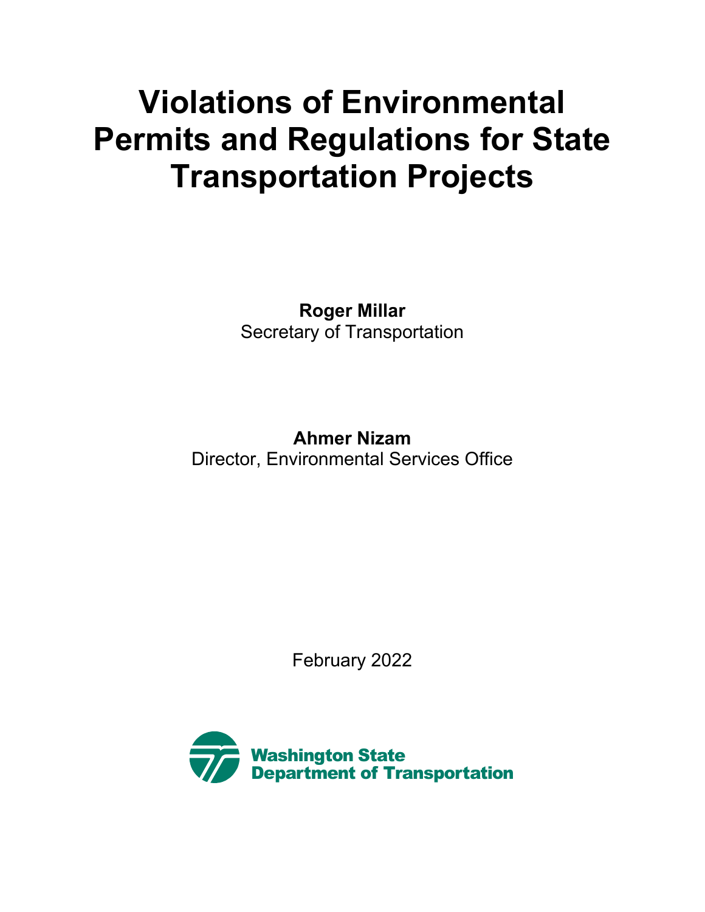# Violations of Environmental Permits and Regulations for State Transportation Projects

**Roger Millar**
Secretary of Transportation

**Ahmer Nizam**
Director, Environmental Services Office

February 2022

Washington State
Department of Transportation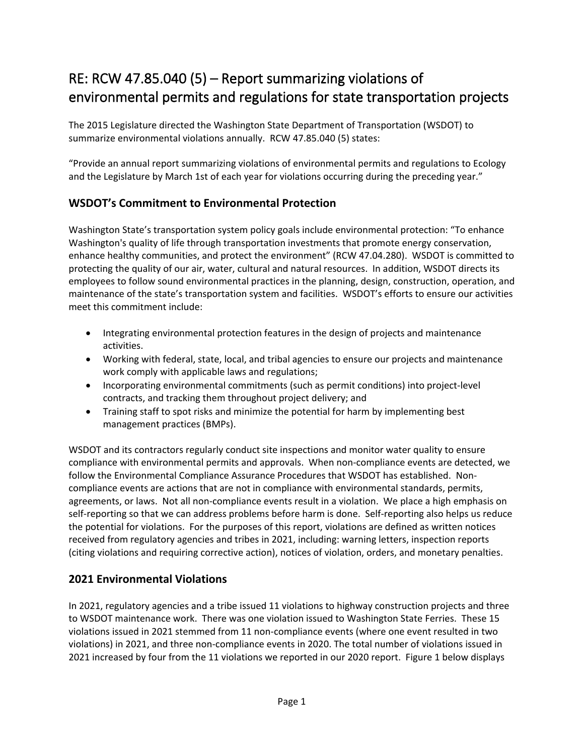# RE: RCW 47.85.040 (5) – Report summarizing violations of environmental permits and regulations for state transportation projects

The 2015 Legislature directed the Washington State Department of Transportation (WSDOT) to summarize environmental violations annually. RCW 47.85.040 (5) states:

"Provide an annual report summarizing violations of environmental permits and regulations to Ecology and the Legislature by March 1st of each year for violations occurring during the preceding year."

## WSDOT's Commitment to Environmental Protection

Washington State's transportation system policy goals include environmental protection: "To enhance Washington's quality of life through transportation investments that promote energy conservation, enhance healthy communities, and protect the environment" (RCW 47.04.280). WSDOT is committed to protecting the quality of our air, water, cultural and natural resources. In addition, WSDOT directs its employees to follow sound environmental practices in the planning, design, construction, operation, and maintenance of the state's transportation system and facilities. WSDOT's efforts to ensure our activities meet this commitment include:

- Integrating environmental protection features in the design of projects and maintenance activities.
- Working with federal, state, local, and tribal agencies to ensure our projects and maintenance work comply with applicable laws and regulations;
- Incorporating environmental commitments (such as permit conditions) into project-level contracts, and tracking them throughout project delivery; and
- Training staff to spot risks and minimize the potential for harm by implementing best management practices (BMPs).

WSDOT and its contractors regularly conduct site inspections and monitor water quality to ensure compliance with environmental permits and approvals. When non-compliance events are detected, we follow the Environmental Compliance Assurance Procedures that WSDOT has established. Non-compliance events are actions that are not in compliance with environmental standards, permits, agreements, or laws. Not all non-compliance events result in a violation. We place a high emphasis on self-reporting so that we can address problems before harm is done. Self-reporting also helps us reduce the potential for violations. For the purposes of this report, violations are defined as written notices received from regulatory agencies and tribes in 2021, including: warning letters, inspection reports (citing violations and requiring corrective action), notices of violation, orders, and monetary penalties.

## 2021 Environmental Violations

In 2021, regulatory agencies and a tribe issued 11 violations to highway construction projects and three to WSDOT maintenance work. There was one violation issued to Washington State Ferries. These 15 violations issued in 2021 stemmed from 11 non-compliance events (where one event resulted in two violations) in 2021, and three non-compliance events in 2020. The total number of violations issued in 2021 increased by four from the 11 violations we reported in our 2020 report. Figure 1 below displays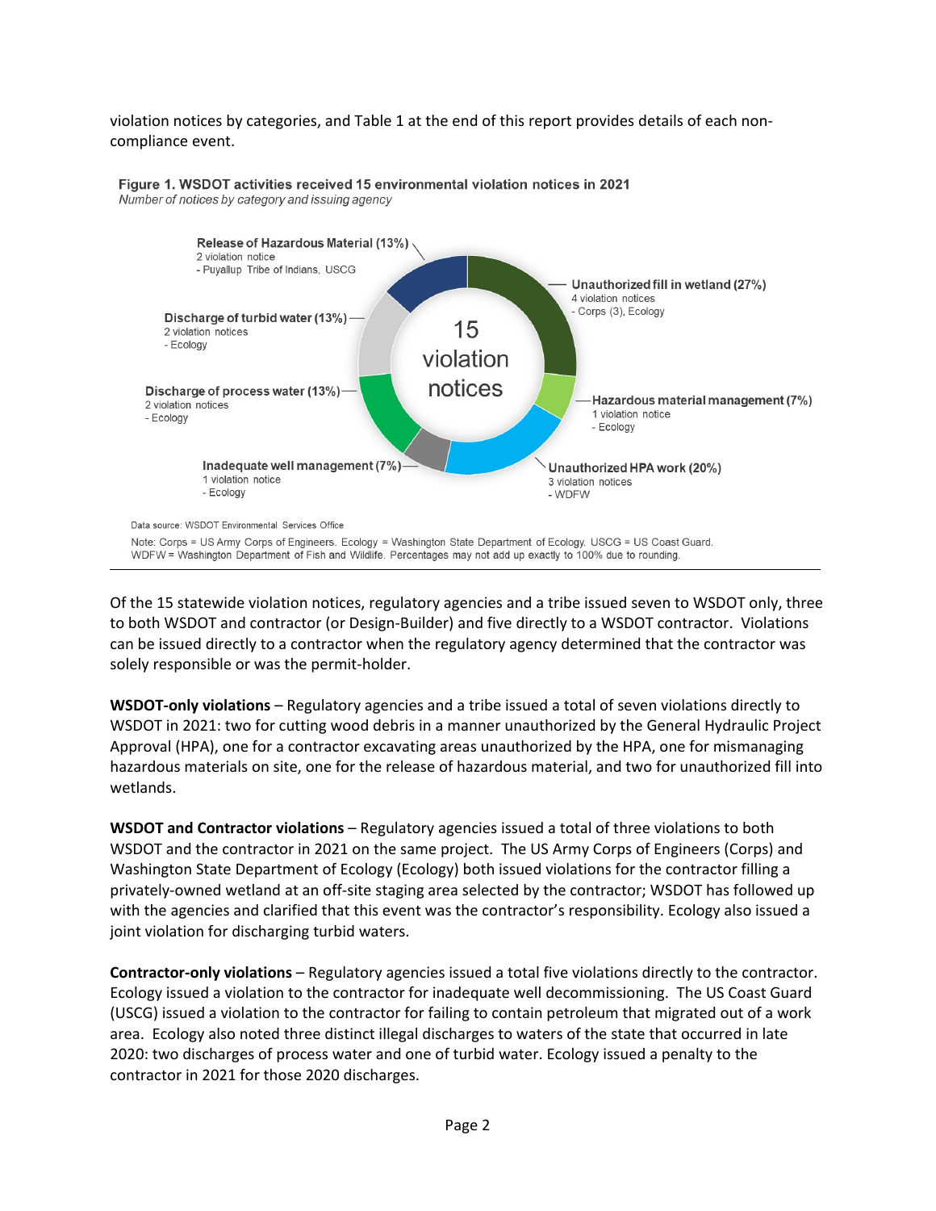violation notices by categories, and Table 1 at the end of this report provides details of each non-compliance event.

**Figure 1. WSDOT activities received 15 environmental violation notices in 2021**
*Number of notices by category and issuing agency*

15 violation notices

- **Unauthorized fill in wetland (27%)** – 4 violation notices – Corps (3), Ecology
- **Hazardous material management (7%)** – 1 violation notice – Ecology
- **Unauthorized HPA work (20%)** – 3 violation notices – WDFW
- **Inadequate well management (7%)** – 1 violation notice – Ecology
- **Discharge of process water (13%)** – 2 violation notices – Ecology
- **Discharge of turbid water (13%)** – 2 violation notices – Ecology
- **Release of Hazardous Material (13%)** – 2 violation notice – Puyallup Tribe of Indians, USCG

Data source: WSDOT Environmental Services Office

Note: Corps = US Army Corps of Engineers. Ecology = Washington State Department of Ecology. USCG = US Coast Guard. WDFW = Washington Department of Fish and Wildlife. Percentages may not add up exactly to 100% due to rounding.

Of the 15 statewide violation notices, regulatory agencies and a tribe issued seven to WSDOT only, three to both WSDOT and contractor (or Design-Builder) and five directly to a WSDOT contractor. Violations can be issued directly to a contractor when the regulatory agency determined that the contractor was solely responsible or was the permit-holder.

**WSDOT-only violations** – Regulatory agencies and a tribe issued a total of seven violations directly to WSDOT in 2021: two for cutting wood debris in a manner unauthorized by the General Hydraulic Project Approval (HPA), one for a contractor excavating areas unauthorized by the HPA, one for mismanaging hazardous materials on site, one for the release of hazardous material, and two for unauthorized fill into wetlands.

**WSDOT and Contractor violations** – Regulatory agencies issued a total of three violations to both WSDOT and the contractor in 2021 on the same project. The US Army Corps of Engineers (Corps) and Washington State Department of Ecology (Ecology) both issued violations for the contractor filling a privately-owned wetland at an off-site staging area selected by the contractor; WSDOT has followed up with the agencies and clarified that this event was the contractor's responsibility. Ecology also issued a joint violation for discharging turbid waters.

**Contractor-only violations** – Regulatory agencies issued a total five violations directly to the contractor. Ecology issued a violation to the contractor for inadequate well decommissioning. The US Coast Guard (USCG) issued a violation to the contractor for failing to contain petroleum that migrated out of a work area. Ecology also noted three distinct illegal discharges to waters of the state that occurred in late 2020: two discharges of process water and one of turbid water. Ecology issued a penalty to the contractor in 2021 for those 2020 discharges.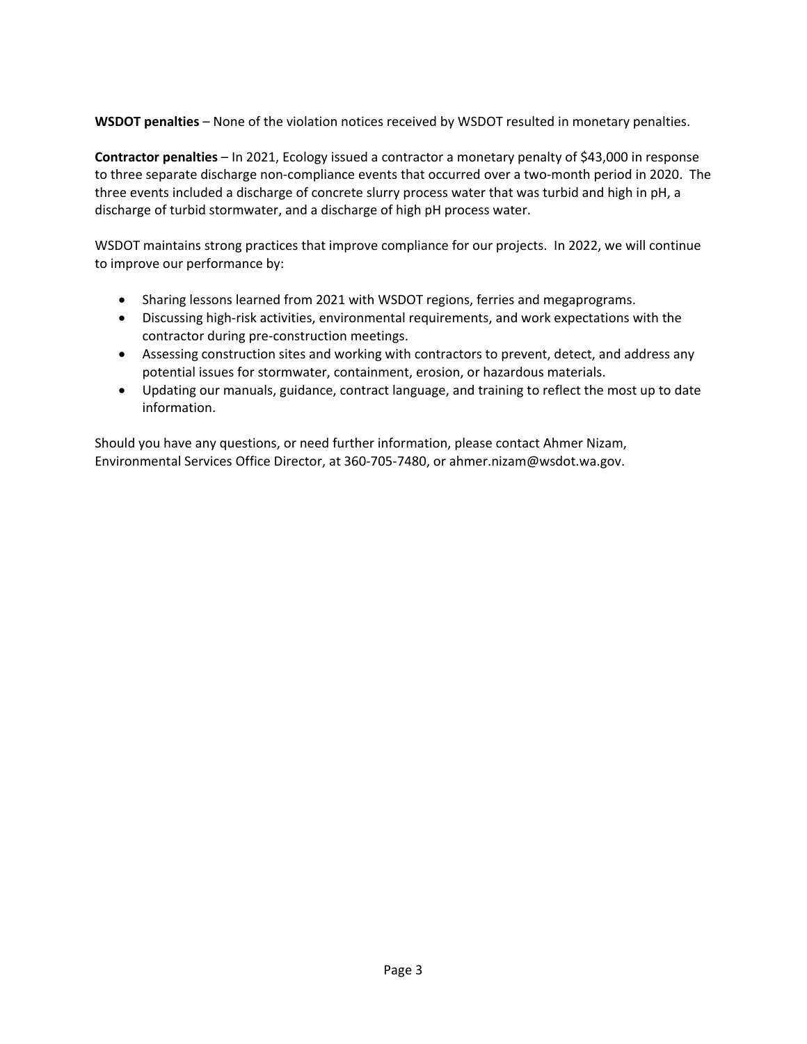**WSDOT penalties** – None of the violation notices received by WSDOT resulted in monetary penalties.

**Contractor penalties** – In 2021, Ecology issued a contractor a monetary penalty of $43,000 in response to three separate discharge non-compliance events that occurred over a two-month period in 2020. The three events included a discharge of concrete slurry process water that was turbid and high in pH, a discharge of turbid stormwater, and a discharge of high pH process water.

WSDOT maintains strong practices that improve compliance for our projects. In 2022, we will continue to improve our performance by:

- Sharing lessons learned from 2021 with WSDOT regions, ferries and megaprograms.
- Discussing high-risk activities, environmental requirements, and work expectations with the contractor during pre-construction meetings.
- Assessing construction sites and working with contractors to prevent, detect, and address any potential issues for stormwater, containment, erosion, or hazardous materials.
- Updating our manuals, guidance, contract language, and training to reflect the most up to date information.

Should you have any questions, or need further information, please contact Ahmer Nizam, Environmental Services Office Director, at 360-705-7480, or ahmer.nizam@wsdot.wa.gov.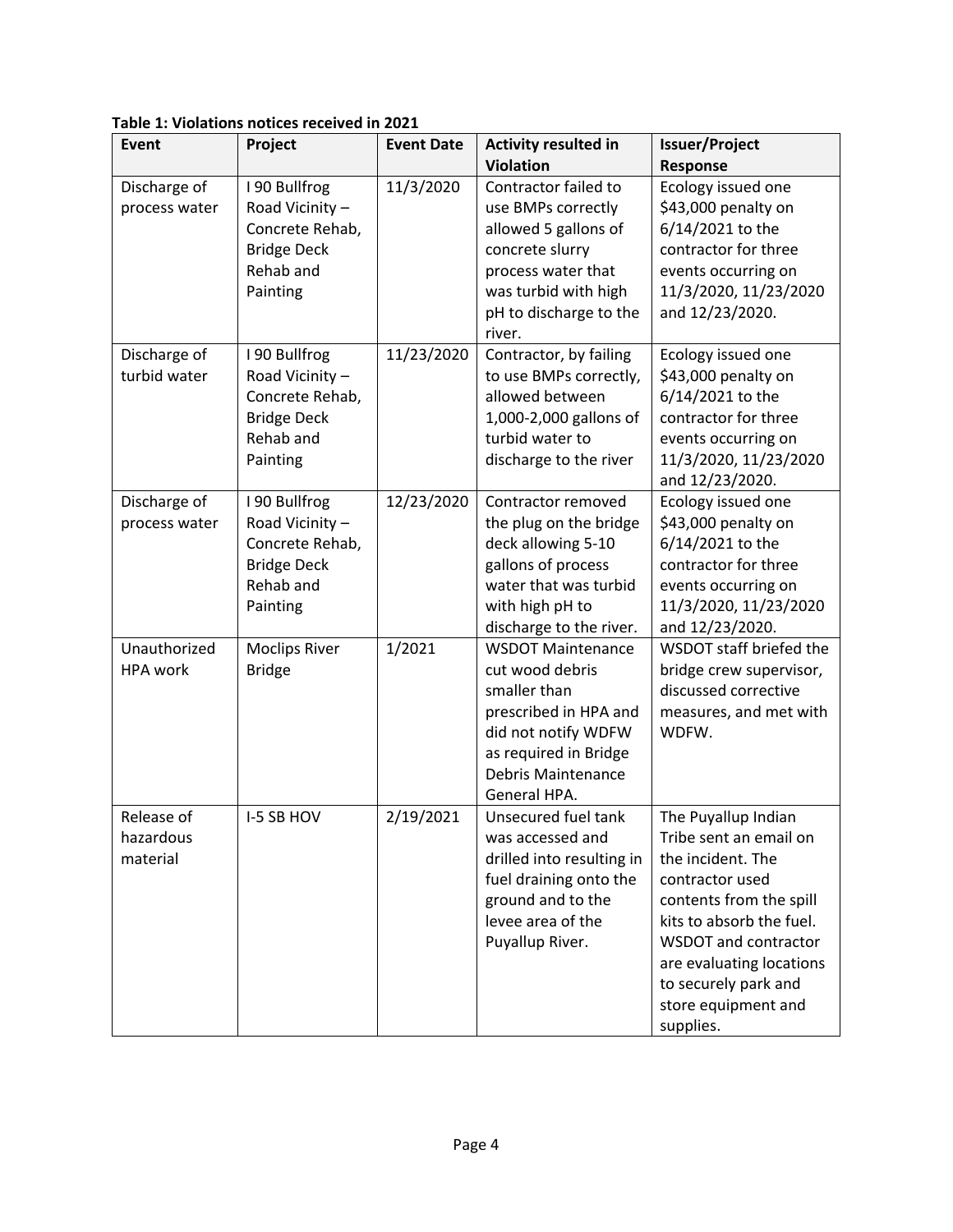**Table 1: Violations notices received in 2021**

| Event | Project | Event Date | Activity resulted in Violation | Issuer/Project Response |
|---|---|---|---|---|
| Discharge of process water | I 90 Bullfrog Road Vicinity – Concrete Rehab, Bridge Deck Rehab and Painting | 11/3/2020 | Contractor failed to use BMPs correctly allowed 5 gallons of concrete slurry process water that was turbid with high pH to discharge to the river. | Ecology issued one $43,000 penalty on 6/14/2021 to the contractor for three events occurring on 11/3/2020, 11/23/2020 and 12/23/2020. |
| Discharge of turbid water | I 90 Bullfrog Road Vicinity – Concrete Rehab, Bridge Deck Rehab and Painting | 11/23/2020 | Contractor, by failing to use BMPs correctly, allowed between 1,000-2,000 gallons of turbid water to discharge to the river | Ecology issued one $43,000 penalty on 6/14/2021 to the contractor for three events occurring on 11/3/2020, 11/23/2020 and 12/23/2020. |
| Discharge of process water | I 90 Bullfrog Road Vicinity – Concrete Rehab, Bridge Deck Rehab and Painting | 12/23/2020 | Contractor removed the plug on the bridge deck allowing 5-10 gallons of process water that was turbid with high pH to discharge to the river. | Ecology issued one $43,000 penalty on 6/14/2021 to the contractor for three events occurring on 11/3/2020, 11/23/2020 and 12/23/2020. |
| Unauthorized HPA work | Moclips River Bridge | 1/2021 | WSDOT Maintenance cut wood debris smaller than prescribed in HPA and did not notify WDFW as required in Bridge Debris Maintenance General HPA. | WSDOT staff briefed the bridge crew supervisor, discussed corrective measures, and met with WDFW. |
| Release of hazardous material | I-5 SB HOV | 2/19/2021 | Unsecured fuel tank was accessed and drilled into resulting in fuel draining onto the ground and to the levee area of the Puyallup River. | The Puyallup Indian Tribe sent an email on the incident. The contractor used contents from the spill kits to absorb the fuel. WSDOT and contractor are evaluating locations to securely park and store equipment and supplies. |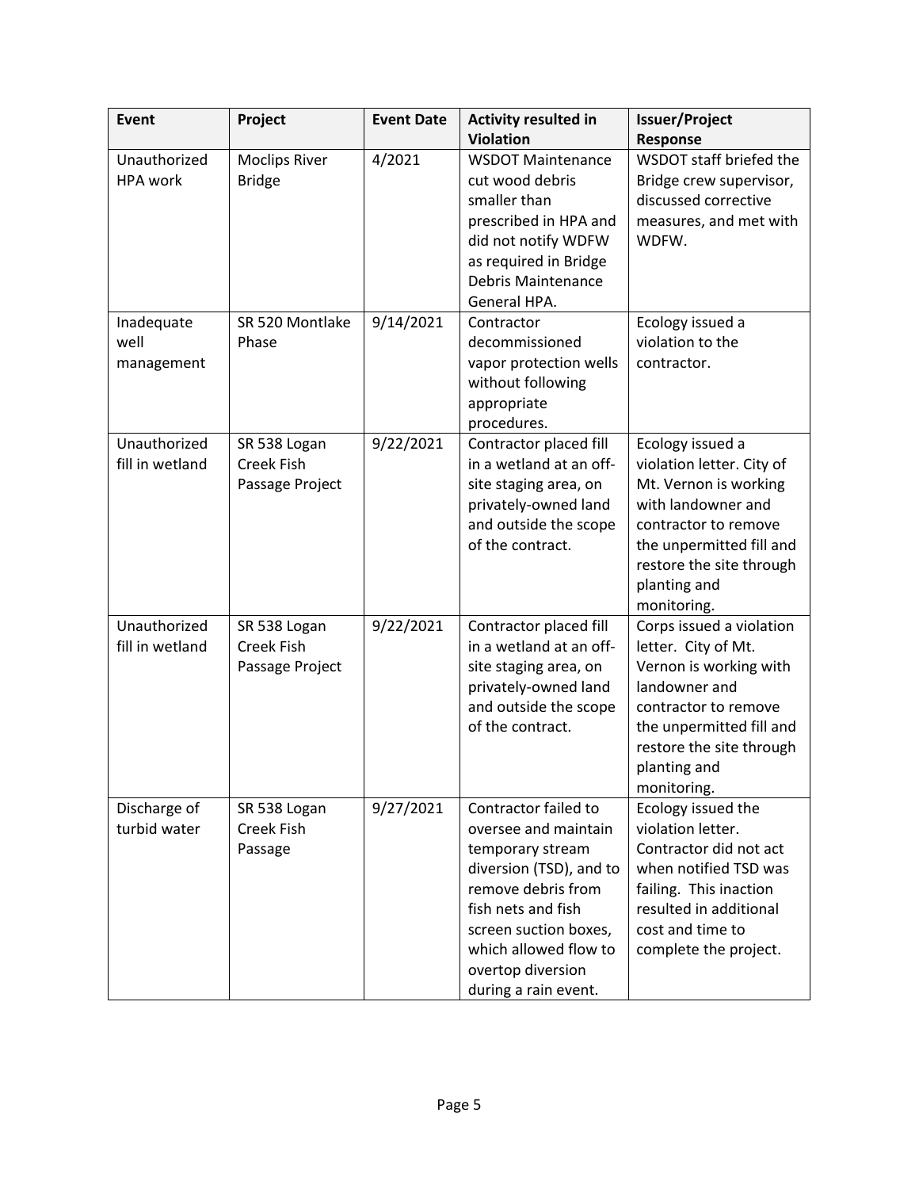| Event | Project | Event Date | Activity resulted in Violation | Issuer/Project Response |
|---|---|---|---|---|
| Unauthorized HPA work | Moclips River Bridge | 4/2021 | WSDOT Maintenance cut wood debris smaller than prescribed in HPA and did not notify WDFW as required in Bridge Debris Maintenance General HPA. | WSDOT staff briefed the Bridge crew supervisor, discussed corrective measures, and met with WDFW. |
| Inadequate well management | SR 520 Montlake Phase | 9/14/2021 | Contractor decommissioned vapor protection wells without following appropriate procedures. | Ecology issued a violation to the contractor. |
| Unauthorized fill in wetland | SR 538 Logan Creek Fish Passage Project | 9/22/2021 | Contractor placed fill in a wetland at an off-site staging area, on privately-owned land and outside the scope of the contract. | Ecology issued a violation letter. City of Mt. Vernon is working with landowner and contractor to remove the unpermitted fill and restore the site through planting and monitoring. |
| Unauthorized fill in wetland | SR 538 Logan Creek Fish Passage Project | 9/22/2021 | Contractor placed fill in a wetland at an off-site staging area, on privately-owned land and outside the scope of the contract. | Corps issued a violation letter. City of Mt. Vernon is working with landowner and contractor to remove the unpermitted fill and restore the site through planting and monitoring. |
| Discharge of turbid water | SR 538 Logan Creek Fish Passage | 9/27/2021 | Contractor failed to oversee and maintain temporary stream diversion (TSD), and to remove debris from fish nets and fish screen suction boxes, which allowed flow to overtop diversion during a rain event. | Ecology issued the violation letter. Contractor did not act when notified TSD was failing. This inaction resulted in additional cost and time to complete the project. |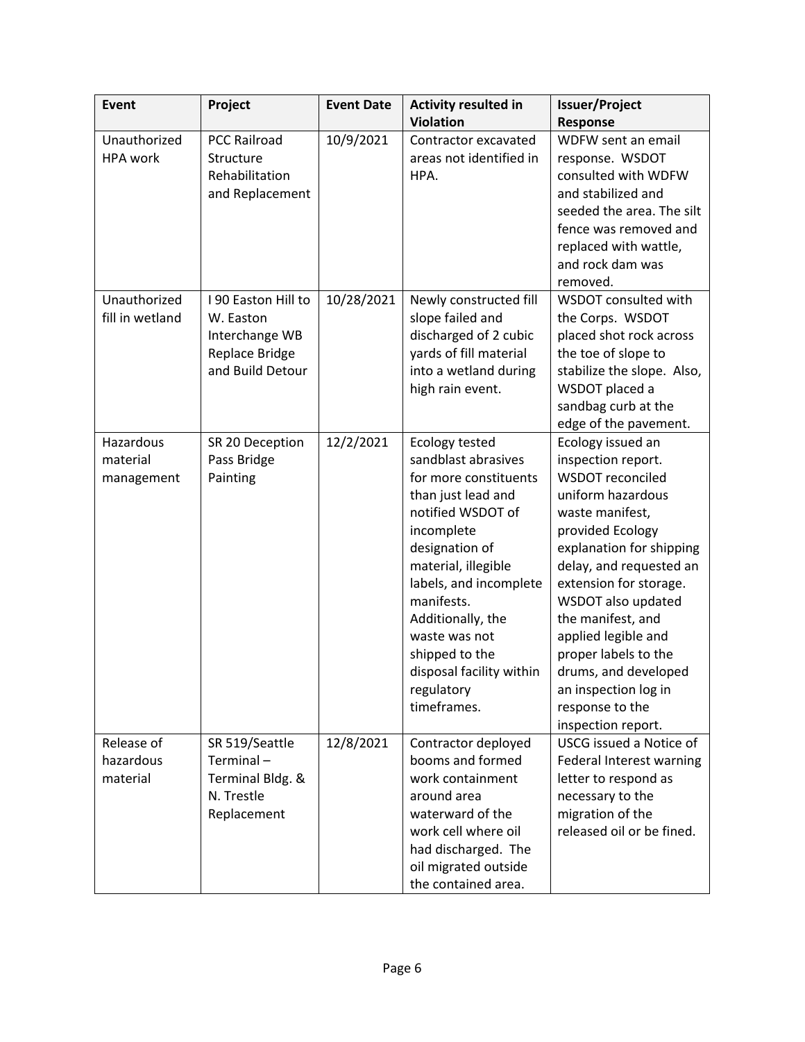| Event | Project | Event Date | Activity resulted in Violation | Issuer/Project Response |
|---|---|---|---|---|
| Unauthorized HPA work | PCC Railroad Structure Rehabilitation and Replacement | 10/9/2021 | Contractor excavated areas not identified in HPA. | WDFW sent an email response. WSDOT consulted with WDFW and stabilized and seeded the area. The silt fence was removed and replaced with wattle, and rock dam was removed. |
| Unauthorized fill in wetland | I 90 Easton Hill to W. Easton Interchange WB Replace Bridge and Build Detour | 10/28/2021 | Newly constructed fill slope failed and discharged of 2 cubic yards of fill material into a wetland during high rain event. | WSDOT consulted with the Corps. WSDOT placed shot rock across the toe of slope to stabilize the slope. Also, WSDOT placed a sandbag curb at the edge of the pavement. |
| Hazardous material management | SR 20 Deception Pass Bridge Painting | 12/2/2021 | Ecology tested sandblast abrasives for more constituents than just lead and notified WSDOT of incomplete designation of material, illegible labels, and incomplete manifests. Additionally, the waste was not shipped to the disposal facility within regulatory timeframes. | Ecology issued an inspection report. WSDOT reconciled uniform hazardous waste manifest, provided Ecology explanation for shipping delay, and requested an extension for storage. WSDOT also updated the manifest, and applied legible and proper labels to the drums, and developed an inspection log in response to the inspection report. |
| Release of hazardous material | SR 519/Seattle Terminal – Terminal Bldg. & N. Trestle Replacement | 12/8/2021 | Contractor deployed booms and formed work containment around area waterward of the work cell where oil had discharged. The oil migrated outside the contained area. | USCG issued a Notice of Federal Interest warning letter to respond as necessary to the migration of the released oil or be fined. |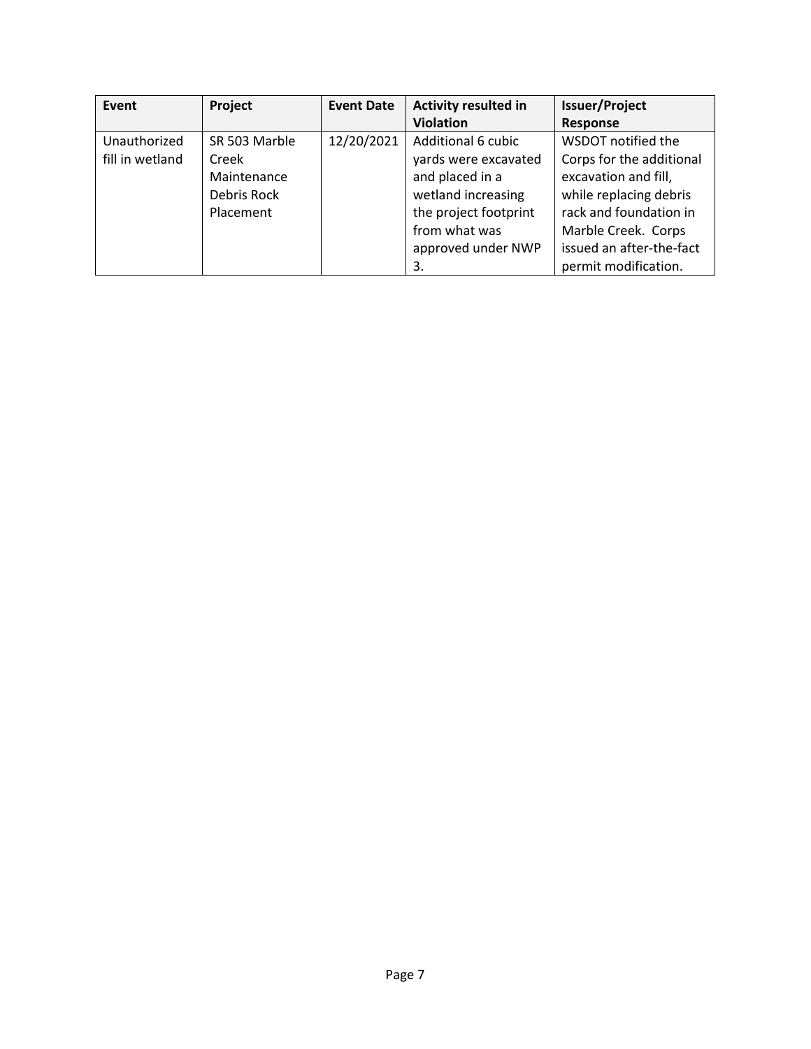| Event | Project | Event Date | Activity resulted in Violation | Issuer/Project Response |
|---|---|---|---|---|
| Unauthorized fill in wetland | SR 503 Marble Creek Maintenance Debris Rock Placement | 12/20/2021 | Additional 6 cubic yards were excavated and placed in a wetland increasing the project footprint from what was approved under NWP 3. | WSDOT notified the Corps for the additional excavation and fill, while replacing debris rack and foundation in Marble Creek. Corps issued an after-the-fact permit modification. |